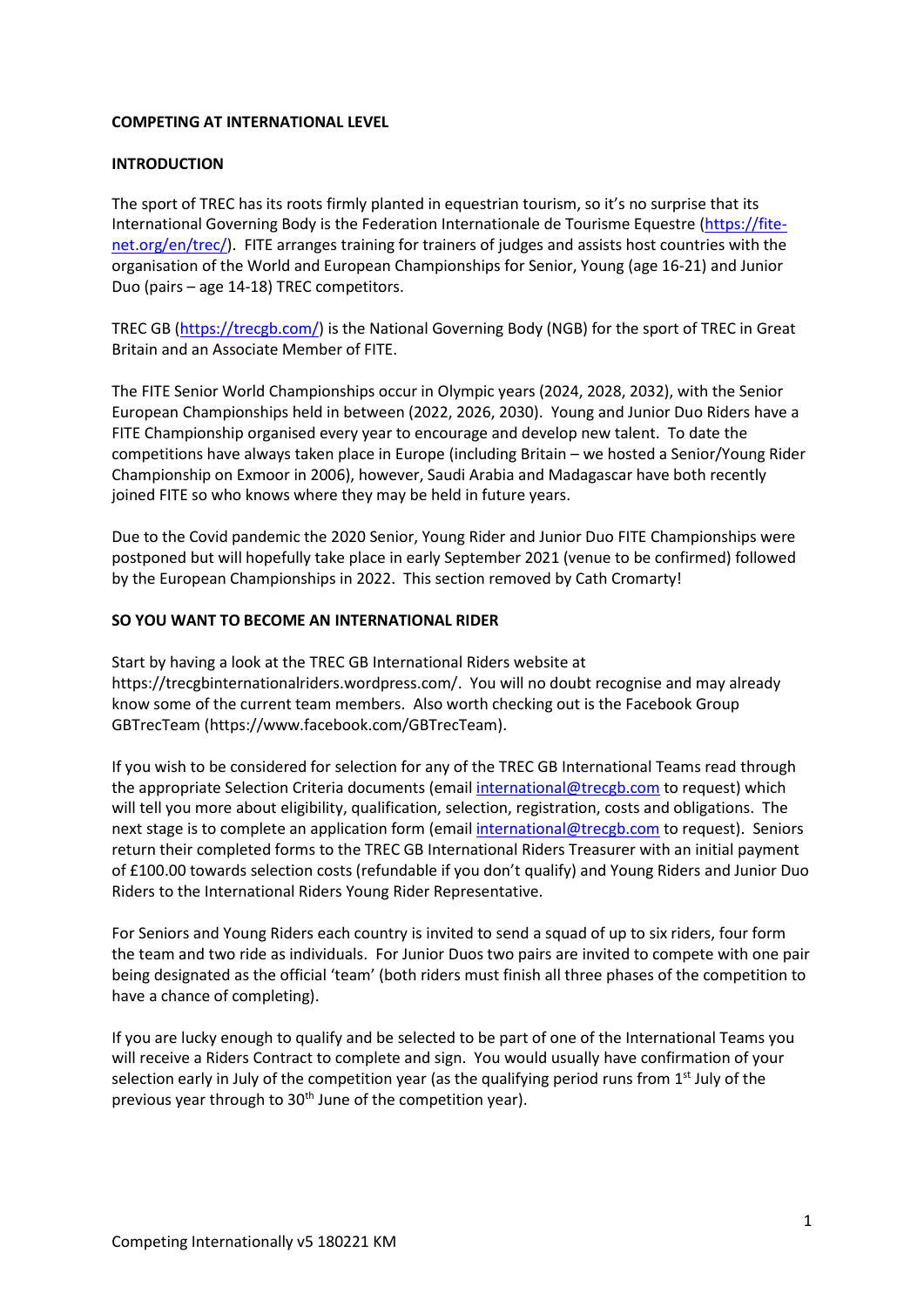**COMPETING AT INTERNATIONAL LEVEL**

**INTRODUCTION**

The sport of TREC has its roots firmly planted in equestrian tourism, so it's no surprise that its International Governing Body is the Federation Internationale de Tourisme Equestre (https://fite-net.org/en/trec/). FITE arranges training for trainers of judges and assists host countries with the organisation of the World and European Championships for Senior, Young (age 16-21) and Junior Duo (pairs – age 14-18) TREC competitors.

TREC GB (https://trecgb.com/) is the National Governing Body (NGB) for the sport of TREC in Great Britain and an Associate Member of FITE.

The FITE Senior World Championships occur in Olympic years (2024, 2028, 2032), with the Senior European Championships held in between (2022, 2026, 2030). Young and Junior Duo Riders have a FITE Championship organised every year to encourage and develop new talent. To date the competitions have always taken place in Europe (including Britain – we hosted a Senior/Young Rider Championship on Exmoor in 2006), however, Saudi Arabia and Madagascar have both recently joined FITE so who knows where they may be held in future years.

Due to the Covid pandemic the 2020 Senior, Young Rider and Junior Duo FITE Championships were postponed but will hopefully take place in early September 2021 (venue to be confirmed) followed by the European Championships in 2022. This section removed by Cath Cromarty!

**SO YOU WANT TO BECOME AN INTERNATIONAL RIDER**

Start by having a look at the TREC GB International Riders website at https://trecgbinternationalriders.wordpress.com/. You will no doubt recognise and may already know some of the current team members. Also worth checking out is the Facebook Group GBTrecTeam (https://www.facebook.com/GBTrecTeam).

If you wish to be considered for selection for any of the TREC GB International Teams read through the appropriate Selection Criteria documents (email international@trecgb.com to request) which will tell you more about eligibility, qualification, selection, registration, costs and obligations. The next stage is to complete an application form (email international@trecgb.com to request). Seniors return their completed forms to the TREC GB International Riders Treasurer with an initial payment of £100.00 towards selection costs (refundable if you don't qualify) and Young Riders and Junior Duo Riders to the International Riders Young Rider Representative.

For Seniors and Young Riders each country is invited to send a squad of up to six riders, four form the team and two ride as individuals. For Junior Duos two pairs are invited to compete with one pair being designated as the official 'team' (both riders must finish all three phases of the competition to have a chance of completing).

If you are lucky enough to qualify and be selected to be part of one of the International Teams you will receive a Riders Contract to complete and sign. You would usually have confirmation of your selection early in July of the competition year (as the qualifying period runs from 1st July of the previous year through to 30th June of the competition year).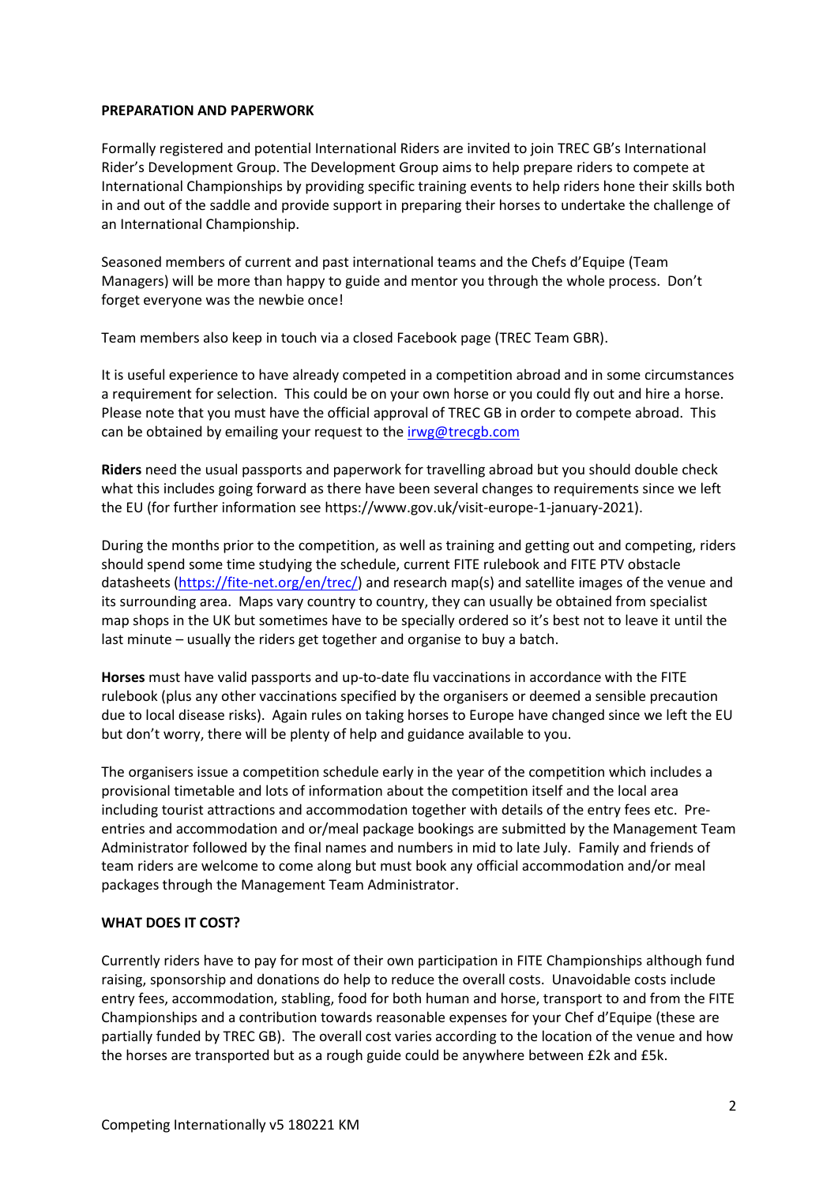**PREPARATION AND PAPERWORK**

Formally registered and potential International Riders are invited to join TREC GB's International Rider's Development Group. The Development Group aims to help prepare riders to compete at International Championships by providing specific training events to help riders hone their skills both in and out of the saddle and provide support in preparing their horses to undertake the challenge of an International Championship.

Seasoned members of current and past international teams and the Chefs d'Equipe (Team Managers) will be more than happy to guide and mentor you through the whole process. Don't forget everyone was the newbie once!

Team members also keep in touch via a closed Facebook page (TREC Team GBR).

It is useful experience to have already competed in a competition abroad and in some circumstances a requirement for selection. This could be on your own horse or you could fly out and hire a horse. Please note that you must have the official approval of TREC GB in order to compete abroad. This can be obtained by emailing your request to the [irwg@trecgb.com](mailto:irwg@trecgb.com)

**Riders** need the usual passports and paperwork for travelling abroad but you should double check what this includes going forward as there have been several changes to requirements since we left the EU (for further information see https://www.gov.uk/visit-europe-1-january-2021).

During the months prior to the competition, as well as training and getting out and competing, riders should spend some time studying the schedule, current FITE rulebook and FITE PTV obstacle datasheets ([https://fite-net.org/en/trec/](https://fite-net.org/en/trec/)) and research map(s) and satellite images of the venue and its surrounding area. Maps vary country to country, they can usually be obtained from specialist map shops in the UK but sometimes have to be specially ordered so it's best not to leave it until the last minute – usually the riders get together and organise to buy a batch.

**Horses** must have valid passports and up-to-date flu vaccinations in accordance with the FITE rulebook (plus any other vaccinations specified by the organisers or deemed a sensible precaution due to local disease risks). Again rules on taking horses to Europe have changed since we left the EU but don't worry, there will be plenty of help and guidance available to you.

The organisers issue a competition schedule early in the year of the competition which includes a provisional timetable and lots of information about the competition itself and the local area including tourist attractions and accommodation together with details of the entry fees etc. Pre-entries and accommodation and or/meal package bookings are submitted by the Management Team Administrator followed by the final names and numbers in mid to late July. Family and friends of team riders are welcome to come along but must book any official accommodation and/or meal packages through the Management Team Administrator.

**WHAT DOES IT COST?**

Currently riders have to pay for most of their own participation in FITE Championships although fund raising, sponsorship and donations do help to reduce the overall costs. Unavoidable costs include entry fees, accommodation, stabling, food for both human and horse, transport to and from the FITE Championships and a contribution towards reasonable expenses for your Chef d'Equipe (these are partially funded by TREC GB). The overall cost varies according to the location of the venue and how the horses are transported but as a rough guide could be anywhere between £2k and £5k.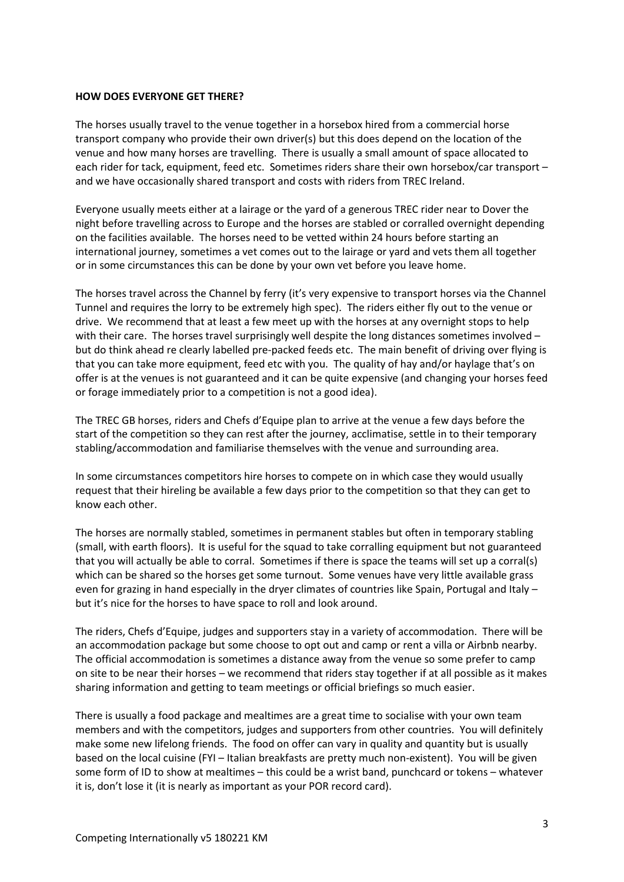**HOW DOES EVERYONE GET THERE?**

The horses usually travel to the venue together in a horsebox hired from a commercial horse transport company who provide their own driver(s) but this does depend on the location of the venue and how many horses are travelling. There is usually a small amount of space allocated to each rider for tack, equipment, feed etc. Sometimes riders share their own horsebox/car transport – and we have occasionally shared transport and costs with riders from TREC Ireland.

Everyone usually meets either at a lairage or the yard of a generous TREC rider near to Dover the night before travelling across to Europe and the horses are stabled or corralled overnight depending on the facilities available. The horses need to be vetted within 24 hours before starting an international journey, sometimes a vet comes out to the lairage or yard and vets them all together or in some circumstances this can be done by your own vet before you leave home.

The horses travel across the Channel by ferry (it's very expensive to transport horses via the Channel Tunnel and requires the lorry to be extremely high spec). The riders either fly out to the venue or drive. We recommend that at least a few meet up with the horses at any overnight stops to help with their care. The horses travel surprisingly well despite the long distances sometimes involved – but do think ahead re clearly labelled pre-packed feeds etc. The main benefit of driving over flying is that you can take more equipment, feed etc with you. The quality of hay and/or haylage that's on offer is at the venues is not guaranteed and it can be quite expensive (and changing your horses feed or forage immediately prior to a competition is not a good idea).

The TREC GB horses, riders and Chefs d'Equipe plan to arrive at the venue a few days before the start of the competition so they can rest after the journey, acclimatise, settle in to their temporary stabling/accommodation and familiarise themselves with the venue and surrounding area.

In some circumstances competitors hire horses to compete on in which case they would usually request that their hireling be available a few days prior to the competition so that they can get to know each other.

The horses are normally stabled, sometimes in permanent stables but often in temporary stabling (small, with earth floors). It is useful for the squad to take corralling equipment but not guaranteed that you will actually be able to corral. Sometimes if there is space the teams will set up a corral(s) which can be shared so the horses get some turnout. Some venues have very little available grass even for grazing in hand especially in the dryer climates of countries like Spain, Portugal and Italy – but it's nice for the horses to have space to roll and look around.

The riders, Chefs d'Equipe, judges and supporters stay in a variety of accommodation. There will be an accommodation package but some choose to opt out and camp or rent a villa or Airbnb nearby. The official accommodation is sometimes a distance away from the venue so some prefer to camp on site to be near their horses – we recommend that riders stay together if at all possible as it makes sharing information and getting to team meetings or official briefings so much easier.

There is usually a food package and mealtimes are a great time to socialise with your own team members and with the competitors, judges and supporters from other countries. You will definitely make some new lifelong friends. The food on offer can vary in quality and quantity but is usually based on the local cuisine (FYI – Italian breakfasts are pretty much non-existent). You will be given some form of ID to show at mealtimes – this could be a wrist band, punchcard or tokens – whatever it is, don't lose it (it is nearly as important as your POR record card).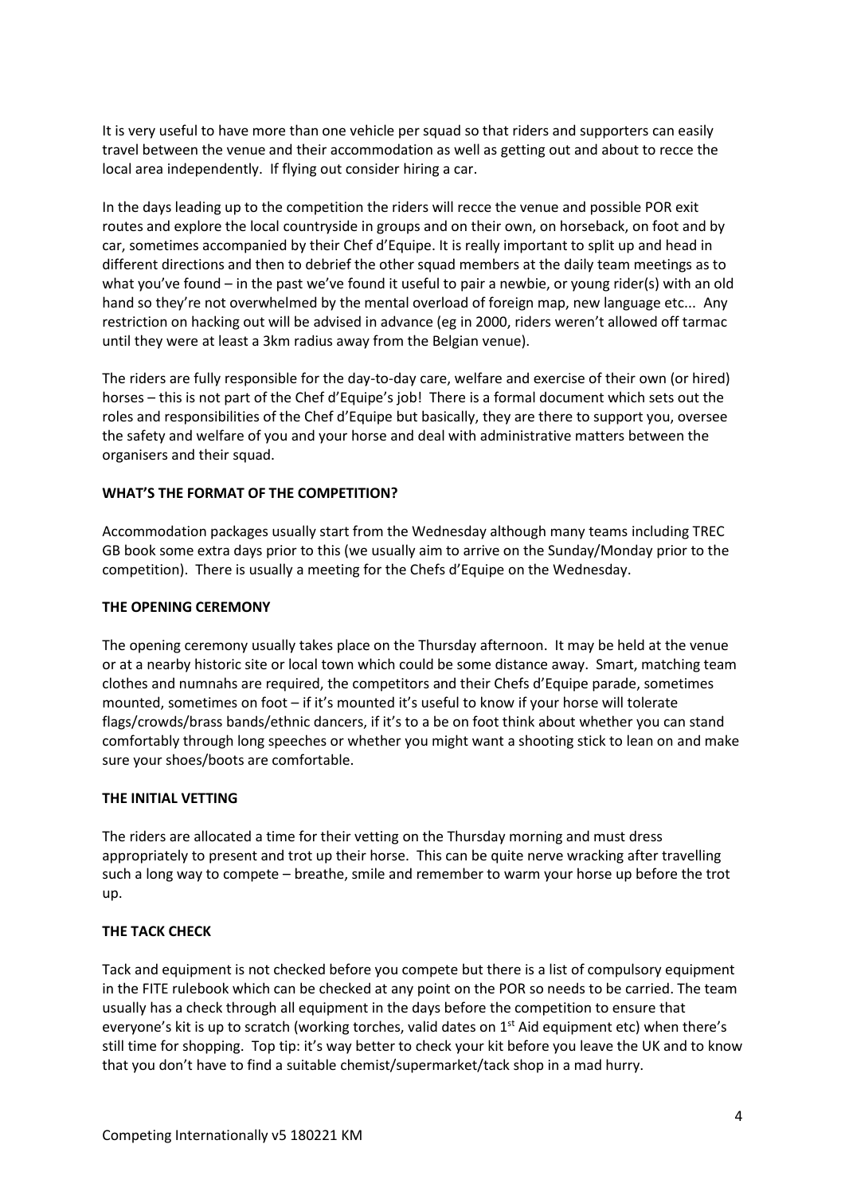It is very useful to have more than one vehicle per squad so that riders and supporters can easily travel between the venue and their accommodation as well as getting out and about to recce the local area independently. If flying out consider hiring a car.

In the days leading up to the competition the riders will recce the venue and possible POR exit routes and explore the local countryside in groups and on their own, on horseback, on foot and by car, sometimes accompanied by their Chef d'Equipe. It is really important to split up and head in different directions and then to debrief the other squad members at the daily team meetings as to what you've found – in the past we've found it useful to pair a newbie, or young rider(s) with an old hand so they're not overwhelmed by the mental overload of foreign map, new language etc... Any restriction on hacking out will be advised in advance (eg in 2000, riders weren't allowed off tarmac until they were at least a 3km radius away from the Belgian venue).

The riders are fully responsible for the day-to-day care, welfare and exercise of their own (or hired) horses – this is not part of the Chef d'Equipe's job! There is a formal document which sets out the roles and responsibilities of the Chef d'Equipe but basically, they are there to support you, oversee the safety and welfare of you and your horse and deal with administrative matters between the organisers and their squad.

**WHAT'S THE FORMAT OF THE COMPETITION?**

Accommodation packages usually start from the Wednesday although many teams including TREC GB book some extra days prior to this (we usually aim to arrive on the Sunday/Monday prior to the competition). There is usually a meeting for the Chefs d'Equipe on the Wednesday.

**THE OPENING CEREMONY**

The opening ceremony usually takes place on the Thursday afternoon. It may be held at the venue or at a nearby historic site or local town which could be some distance away. Smart, matching team clothes and numnahs are required, the competitors and their Chefs d'Equipe parade, sometimes mounted, sometimes on foot – if it's mounted it's useful to know if your horse will tolerate flags/crowds/brass bands/ethnic dancers, if it's to a be on foot think about whether you can stand comfortably through long speeches or whether you might want a shooting stick to lean on and make sure your shoes/boots are comfortable.

**THE INITIAL VETTING**

The riders are allocated a time for their vetting on the Thursday morning and must dress appropriately to present and trot up their horse. This can be quite nerve wracking after travelling such a long way to compete – breathe, smile and remember to warm your horse up before the trot up.

**THE TACK CHECK**

Tack and equipment is not checked before you compete but there is a list of compulsory equipment in the FITE rulebook which can be checked at any point on the POR so needs to be carried. The team usually has a check through all equipment in the days before the competition to ensure that everyone's kit is up to scratch (working torches, valid dates on 1st Aid equipment etc) when there's still time for shopping. Top tip: it's way better to check your kit before you leave the UK and to know that you don't have to find a suitable chemist/supermarket/tack shop in a mad hurry.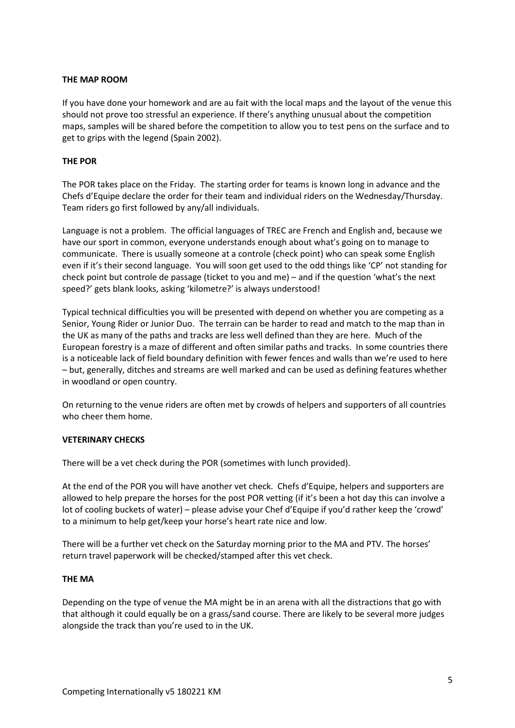**THE MAP ROOM**

If you have done your homework and are au fait with the local maps and the layout of the venue this should not prove too stressful an experience. If there's anything unusual about the competition maps, samples will be shared before the competition to allow you to test pens on the surface and to get to grips with the legend (Spain 2002).

**THE POR**

The POR takes place on the Friday. The starting order for teams is known long in advance and the Chefs d'Equipe declare the order for their team and individual riders on the Wednesday/Thursday. Team riders go first followed by any/all individuals.

Language is not a problem. The official languages of TREC are French and English and, because we have our sport in common, everyone understands enough about what's going on to manage to communicate. There is usually someone at a controle (check point) who can speak some English even if it's their second language. You will soon get used to the odd things like 'CP' not standing for check point but controle de passage (ticket to you and me) – and if the question 'what's the next speed?' gets blank looks, asking 'kilometre?' is always understood!

Typical technical difficulties you will be presented with depend on whether you are competing as a Senior, Young Rider or Junior Duo. The terrain can be harder to read and match to the map than in the UK as many of the paths and tracks are less well defined than they are here. Much of the European forestry is a maze of different and often similar paths and tracks. In some countries there is a noticeable lack of field boundary definition with fewer fences and walls than we're used to here – but, generally, ditches and streams are well marked and can be used as defining features whether in woodland or open country.

On returning to the venue riders are often met by crowds of helpers and supporters of all countries who cheer them home.

**VETERINARY CHECKS**

There will be a vet check during the POR (sometimes with lunch provided).

At the end of the POR you will have another vet check. Chefs d'Equipe, helpers and supporters are allowed to help prepare the horses for the post POR vetting (if it's been a hot day this can involve a lot of cooling buckets of water) – please advise your Chef d'Equipe if you'd rather keep the 'crowd' to a minimum to help get/keep your horse's heart rate nice and low.

There will be a further vet check on the Saturday morning prior to the MA and PTV. The horses' return travel paperwork will be checked/stamped after this vet check.

**THE MA**

Depending on the type of venue the MA might be in an arena with all the distractions that go with that although it could equally be on a grass/sand course. There are likely to be several more judges alongside the track than you're used to in the UK.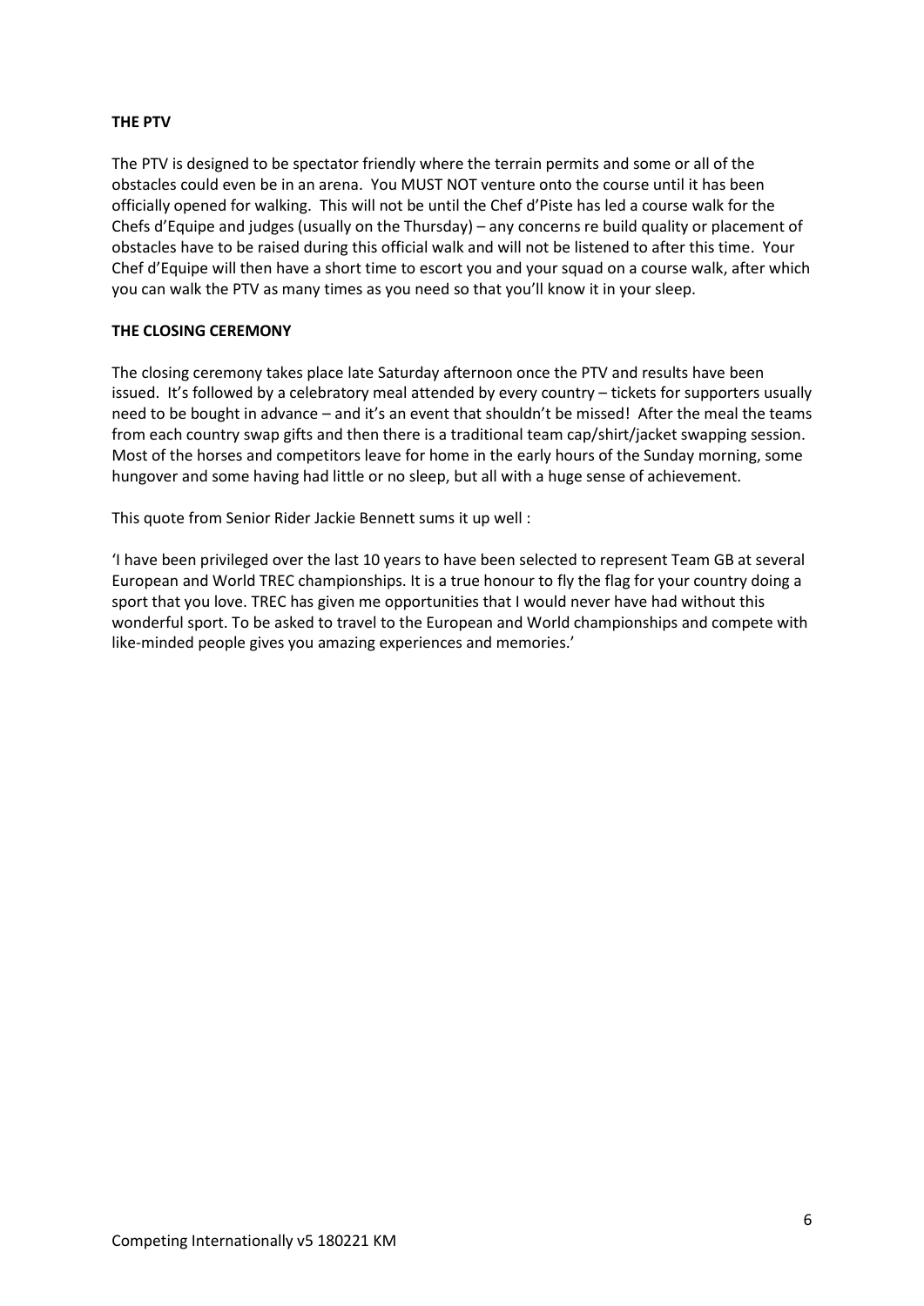**THE PTV**

The PTV is designed to be spectator friendly where the terrain permits and some or all of the obstacles could even be in an arena. You MUST NOT venture onto the course until it has been officially opened for walking. This will not be until the Chef d'Piste has led a course walk for the Chefs d'Equipe and judges (usually on the Thursday) – any concerns re build quality or placement of obstacles have to be raised during this official walk and will not be listened to after this time. Your Chef d'Equipe will then have a short time to escort you and your squad on a course walk, after which you can walk the PTV as many times as you need so that you'll know it in your sleep.

**THE CLOSING CEREMONY**

The closing ceremony takes place late Saturday afternoon once the PTV and results have been issued. It's followed by a celebratory meal attended by every country – tickets for supporters usually need to be bought in advance – and it's an event that shouldn't be missed! After the meal the teams from each country swap gifts and then there is a traditional team cap/shirt/jacket swapping session. Most of the horses and competitors leave for home in the early hours of the Sunday morning, some hungover and some having had little or no sleep, but all with a huge sense of achievement.

This quote from Senior Rider Jackie Bennett sums it up well :

'I have been privileged over the last 10 years to have been selected to represent Team GB at several European and World TREC championships. It is a true honour to fly the flag for your country doing a sport that you love. TREC has given me opportunities that I would never have had without this wonderful sport. To be asked to travel to the European and World championships and compete with like-minded people gives you amazing experiences and memories.'